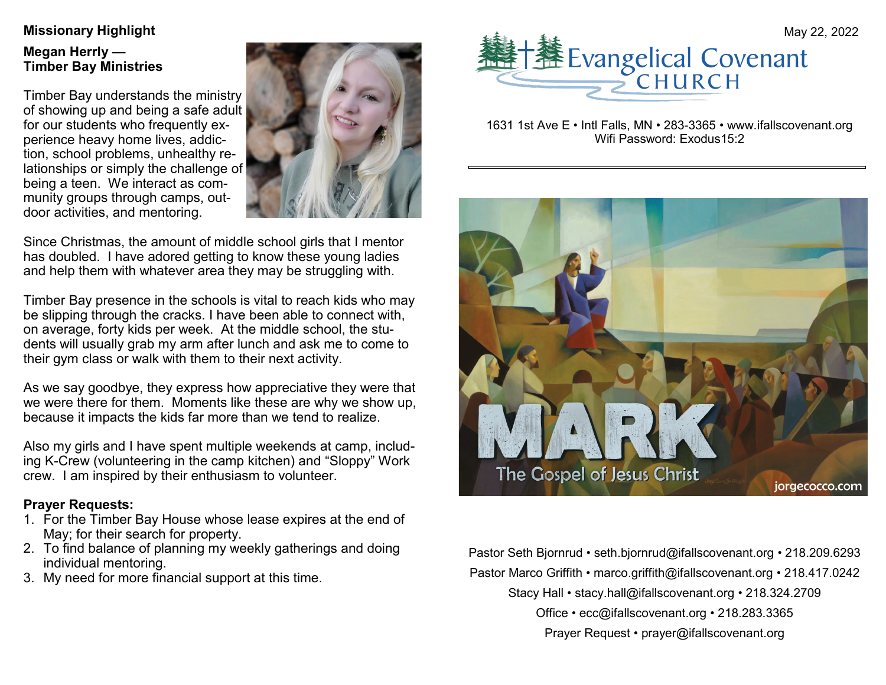## Missionary Highlight

**Megan Herrly — Timber Bay Ministries**

Timber Bay understands the ministry of showing up and being a safe adult for our students who frequently experience heavy home lives, addiction, school problems, unhealthy relationships or simply the challenge of being a teen. We interact as community groups through camps, outdoor activities, and mentoring.

Since Christmas, the amount of middle school girls that I mentor has doubled. I have adored getting to know these young ladies and help them with whatever area they may be struggling with.

Timber Bay presence in the schools is vital to reach kids who may be slipping through the cracks. I have been able to connect with, on average, forty kids per week. At the middle school, the students will usually grab my arm after lunch and ask me to come to their gym class or walk with them to their next activity.

As we say goodbye, they express how appreciative they were that we were there for them. Moments like these are why we show up, because it impacts the kids far more than we tend to realize.

Also my girls and I have spent multiple weekends at camp, including K-Crew (volunteering in the camp kitchen) and "Sloppy" Work crew. I am inspired by their enthusiasm to volunteer.

**Prayer Requests:**

1. For the Timber Bay House whose lease expires at the end of May; for their search for property.
2. To find balance of planning my weekly gatherings and doing individual mentoring.
3. My need for more financial support at this time.

May 22, 2022

# Evangelical Covenant CHURCH

1631 1st Ave E • Intl Falls, MN • 283-3365 • www.ifallscovenant.org
Wifi Password: Exodus15:2

MARK
The Gospel of Jesus Christ
jorgecocco.com

Pastor Seth Bjornrud • seth.bjornrud@ifallscovenant.org • 218.209.6293

Pastor Marco Griffith • marco.griffith@ifallscovenant.org • 218.417.0242

Stacy Hall • stacy.hall@ifallscovenant.org • 218.324.2709

Office • ecc@ifallscovenant.org • 218.283.3365

Prayer Request • prayer@ifallscovenant.org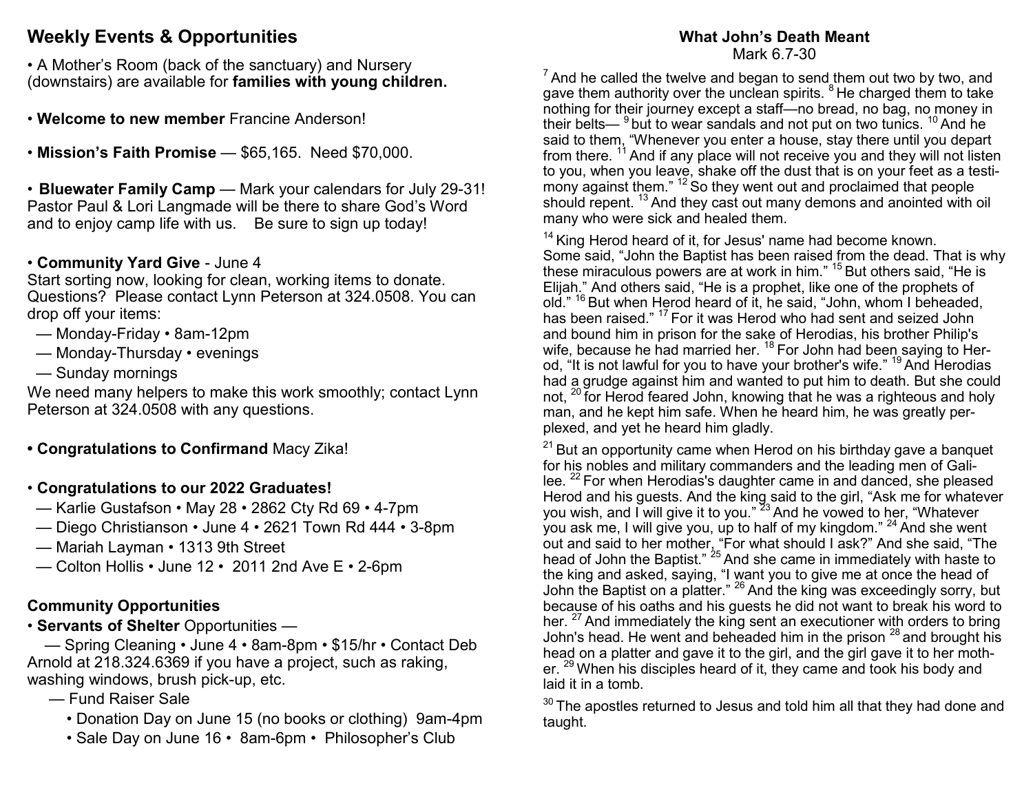## Weekly Events & Opportunities

• A Mother's Room (back of the sanctuary) and Nursery (downstairs) are available for **families with young children.**

• **Welcome to new member** Francine Anderson!

• **Mission's Faith Promise** — $65,165. Need $70,000.

• **Bluewater Family Camp** — Mark your calendars for July 29-31! Pastor Paul & Lori Langmade will be there to share God's Word and to enjoy camp life with us. Be sure to sign up today!

• **Community Yard Give** - June 4
Start sorting now, looking for clean, working items to donate. Questions? Please contact Lynn Peterson at 324.0508. You can drop off your items:

— Monday-Friday • 8am-12pm
— Monday-Thursday • evenings
— Sunday mornings

We need many helpers to make this work smoothly; contact Lynn Peterson at 324.0508 with any questions.

**• Congratulations to Confirmand** Macy Zika!

• **Congratulations to our 2022 Graduates!**

— Karlie Gustafson • May 28 • 2862 Cty Rd 69 • 4-7pm
— Diego Christianson • June 4 • 2621 Town Rd 444 • 3-8pm
— Mariah Layman • 1313 9th Street
— Colton Hollis • June 12 • 2011 2nd Ave E • 2-6pm

### Community Opportunities

• **Servants of Shelter** Opportunities —

— Spring Cleaning • June 4 • 8am-8pm • $15/hr • Contact Deb Arnold at 218.324.6369 if you have a project, such as raking, washing windows, brush pick-up, etc.

— Fund Raiser Sale

• Donation Day on June 15 (no books or clothing) 9am-4pm
• Sale Day on June 16 • 8am-6pm • Philosopher's Club

## What John's Death Meant

Mark 6.7-30

[7] And he called the twelve and began to send them out two by two, and gave them authority over the unclean spirits. [8] He charged them to take nothing for their journey except a staff—no bread, no bag, no money in their belts— [9] but to wear sandals and not put on two tunics. [10] And he said to them, "Whenever you enter a house, stay there until you depart from there. [11] And if any place will not receive you and they will not listen to you, when you leave, shake off the dust that is on your feet as a testimony against them." [12] So they went out and proclaimed that people should repent. [13] And they cast out many demons and anointed with oil many who were sick and healed them.

[14] King Herod heard of it, for Jesus' name had become known. Some said, "John the Baptist has been raised from the dead. That is why these miraculous powers are at work in him." [15] But others said, "He is Elijah." And others said, "He is a prophet, like one of the prophets of old." [16] But when Herod heard of it, he said, "John, whom I beheaded, has been raised." [17] For it was Herod who had sent and seized John and bound him in prison for the sake of Herodias, his brother Philip's wife, because he had married her. [18] For John had been saying to Herod, "It is not lawful for you to have your brother's wife." [19] And Herodias had a grudge against him and wanted to put him to death. But she could not, [20] for Herod feared John, knowing that he was a righteous and holy man, and he kept him safe. When he heard him, he was greatly perplexed, and yet he heard him gladly.

[21] But an opportunity came when Herod on his birthday gave a banquet for his nobles and military commanders and the leading men of Galilee. [22] For when Herodias's daughter came in and danced, she pleased Herod and his guests. And the king said to the girl, "Ask me for whatever you wish, and I will give it to you." [23] And he vowed to her, "Whatever you ask me, I will give you, up to half of my kingdom." [24] And she went out and said to her mother, "For what should I ask?" And she said, "The head of John the Baptist." [25] And she came in immediately with haste to the king and asked, saying, "I want you to give me at once the head of John the Baptist on a platter." [26] And the king was exceedingly sorry, but because of his oaths and his guests he did not want to break his word to her. [27] And immediately the king sent an executioner with orders to bring John's head. He went and beheaded him in the prison [28] and brought his head on a platter and gave it to the girl, and the girl gave it to her mother. [29] When his disciples heard of it, they came and took his body and laid it in a tomb.

[30] The apostles returned to Jesus and told him all that they had done and taught.